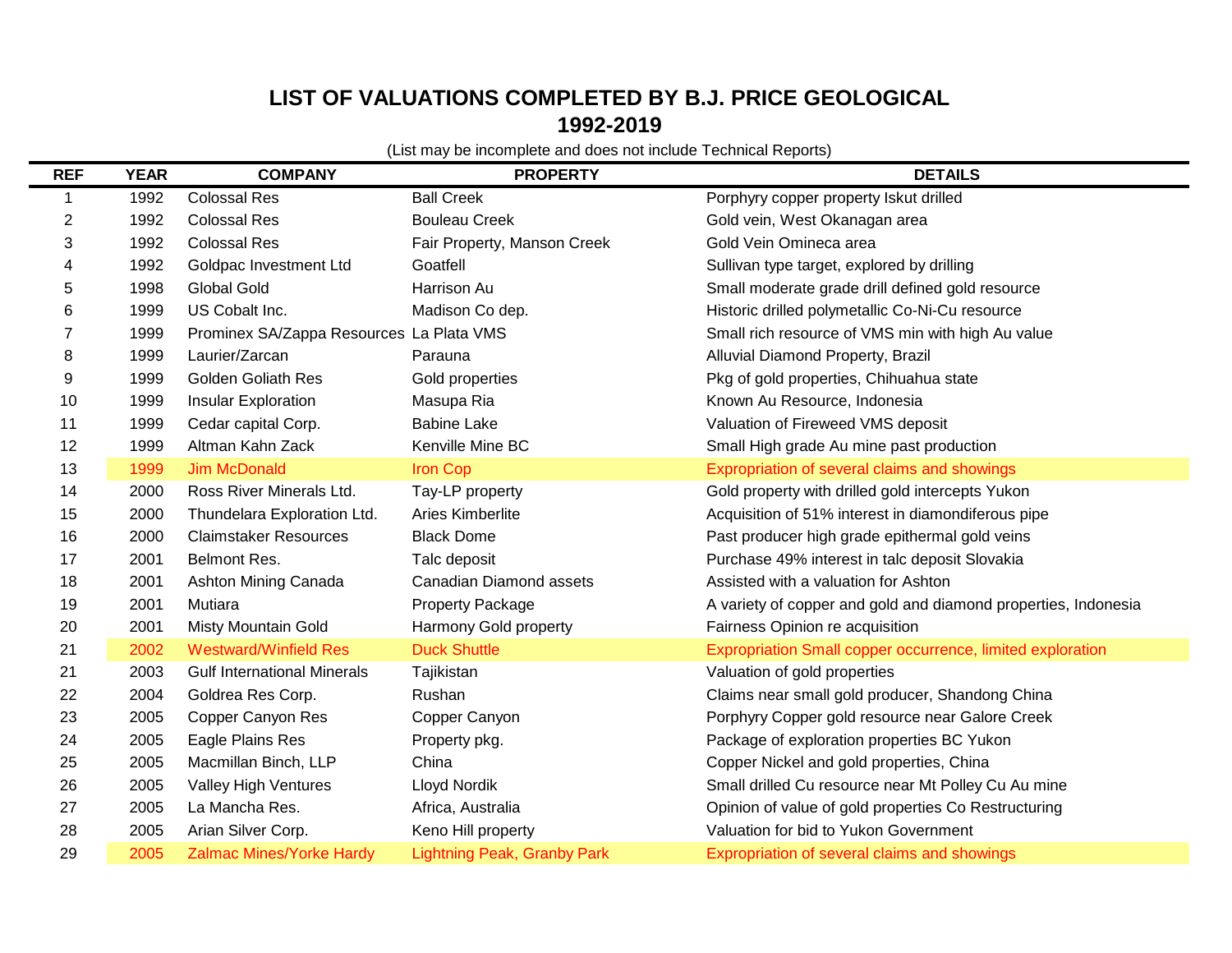# LIST OF VALUATIONS COMPLETED BY B.J. PRICE GEOLOGICAL

## 1992-2019

(List may be incomplete and does not include Technical Reports)

| REF | YEAR | COMPANY | PROPERTY | DETAILS |
|---|---|---|---|---|
| 1 | 1992 | Colossal Res | Ball Creek | Porphyry copper property Iskut drilled |
| 2 | 1992 | Colossal Res | Bouleau Creek | Gold vein, West Okanagan area |
| 3 | 1992 | Colossal Res | Fair Property, Manson Creek | Gold Vein Omineca area |
| 4 | 1992 | Goldpac Investment Ltd | Goatfell | Sullivan type target, explored by drilling |
| 5 | 1998 | Global Gold | Harrison Au | Small moderate grade drill defined gold resource |
| 6 | 1999 | US Cobalt Inc. | Madison Co dep. | Historic drilled polymetallic Co-Ni-Cu resource |
| 7 | 1999 | Prominex SA/Zappa Resources | La Plata VMS | Small rich resource of VMS min with high Au value |
| 8 | 1999 | Laurier/Zarcan | Parauna | Alluvial Diamond Property, Brazil |
| 9 | 1999 | Golden Goliath Res | Gold properties | Pkg of gold properties, Chihuahua state |
| 10 | 1999 | Insular Exploration | Masupa Ria | Known Au Resource, Indonesia |
| 11 | 1999 | Cedar capital Corp. | Babine Lake | Valuation of Fireweed VMS deposit |
| 12 | 1999 | Altman Kahn Zack | Kenville Mine BC | Small High grade Au mine past production |
| 13 | 1999 | Jim McDonald | Iron Cop | Expropriation of several claims and showings |
| 14 | 2000 | Ross River Minerals Ltd. | Tay-LP property | Gold property with drilled gold intercepts Yukon |
| 15 | 2000 | Thundelara Exploration Ltd. | Aries Kimberlite | Acquisition of 51% interest in diamondiferous pipe |
| 16 | 2000 | Claimstaker Resources | Black Dome | Past producer high grade epithermal gold veins |
| 17 | 2001 | Belmont Res. | Talc deposit | Purchase 49% interest in talc deposit Slovakia |
| 18 | 2001 | Ashton Mining Canada | Canadian Diamond assets | Assisted with a valuation for Ashton |
| 19 | 2001 | Mutiara | Property Package | A variety of copper and gold and diamond properties, Indonesia |
| 20 | 2001 | Misty Mountain Gold | Harmony Gold property | Fairness Opinion re acquisition |
| 21 | 2002 | Westward/Winfield Res | Duck Shuttle | Expropriation Small copper occurrence, limited exploration |
| 21 | 2003 | Gulf International Minerals | Tajikistan | Valuation of gold properties |
| 22 | 2004 | Goldrea Res Corp. | Rushan | Claims near small gold producer, Shandong China |
| 23 | 2005 | Copper Canyon Res | Copper Canyon | Porphyry Copper gold resource near Galore Creek |
| 24 | 2005 | Eagle Plains Res | Property pkg. | Package of exploration properties BC Yukon |
| 25 | 2005 | Macmillan Binch, LLP | China | Copper Nickel and gold properties, China |
| 26 | 2005 | Valley High Ventures | Lloyd Nordik | Small drilled Cu resource near Mt Polley Cu Au mine |
| 27 | 2005 | La Mancha Res. | Africa, Australia | Opinion of value of gold properties Co Restructuring |
| 28 | 2005 | Arian Silver Corp. | Keno Hill property | Valuation for bid to Yukon Government |
| 29 | 2005 | Zalmac Mines/Yorke Hardy | Lightning Peak, Granby Park | Expropriation of several claims and showings |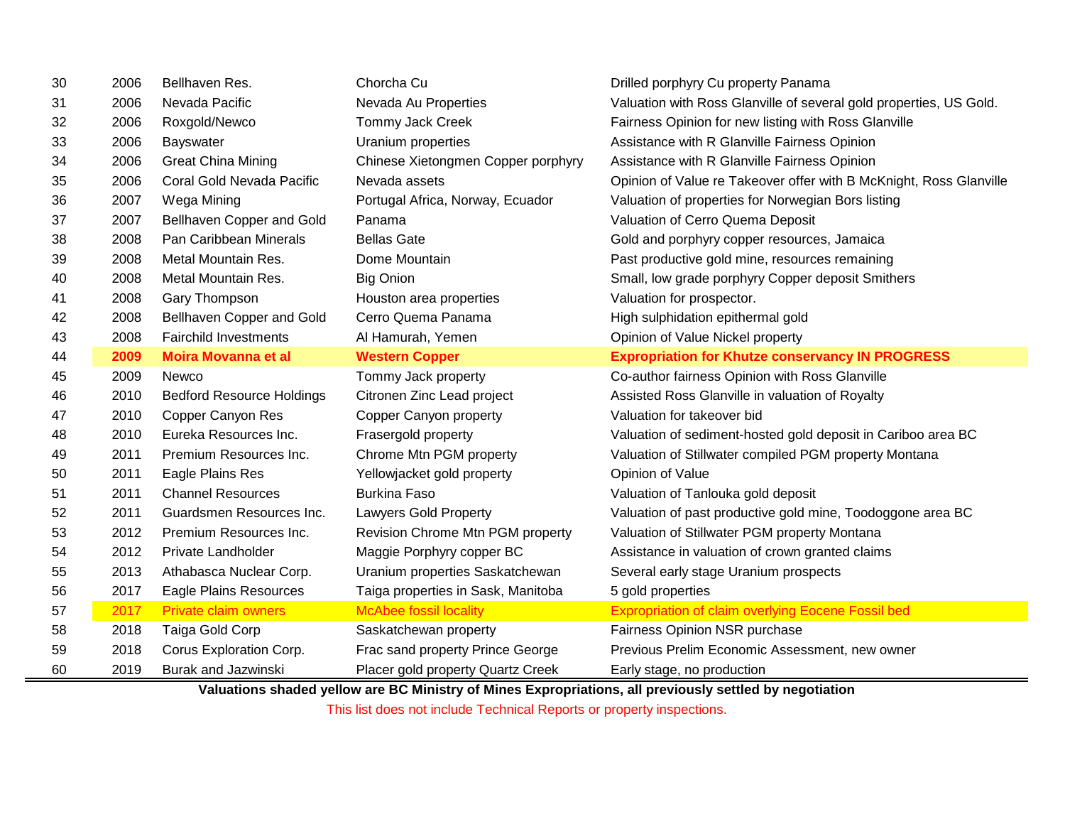| | | | | |
|---|---|---|---|---|
| 30 | 2006 | Bellhaven Res. | Chorcha Cu | Drilled porphyry Cu property Panama |
| 31 | 2006 | Nevada Pacific | Nevada Au Properties | Valuation with Ross Glanville of several gold properties, US Gold. |
| 32 | 2006 | Roxgold/Newco | Tommy Jack Creek | Fairness Opinion for new listing with Ross Glanville |
| 33 | 2006 | Bayswater | Uranium properties | Assistance with R Glanville Fairness Opinion |
| 34 | 2006 | Great China Mining | Chinese Xietongmen Copper porphyry | Assistance with R Glanville Fairness Opinion |
| 35 | 2006 | Coral Gold Nevada Pacific | Nevada assets | Opinion of Value re Takeover offer with B McKnight, Ross Glanville |
| 36 | 2007 | Wega Mining | Portugal Africa, Norway, Ecuador | Valuation of properties for Norwegian Bors listing |
| 37 | 2007 | Bellhaven Copper and Gold | Panama | Valuation of Cerro Quema Deposit |
| 38 | 2008 | Pan Caribbean Minerals | Bellas Gate | Gold and porphyry copper resources, Jamaica |
| 39 | 2008 | Metal Mountain Res. | Dome Mountain | Past productive gold mine, resources remaining |
| 40 | 2008 | Metal Mountain Res. | Big Onion | Small, low grade porphyry Copper deposit Smithers |
| 41 | 2008 | Gary Thompson | Houston area properties | Valuation for prospector. |
| 42 | 2008 | Bellhaven Copper and Gold | Cerro Quema Panama | High sulphidation epithermal gold |
| 43 | 2008 | Fairchild Investments | Al Hamurah, Yemen | Opinion of Value Nickel property |
| 44 | **2009** | **Moira Movanna et al** | **Western Copper** | **Expropriation for Khutze conservancy IN PROGRESS** |
| 45 | 2009 | Newco | Tommy Jack property | Co-author fairness Opinion with Ross Glanville |
| 46 | 2010 | Bedford Resource Holdings | Citronen Zinc Lead project | Assisted Ross Glanville in valuation of Royalty |
| 47 | 2010 | Copper Canyon Res | Copper Canyon property | Valuation for takeover bid |
| 48 | 2010 | Eureka Resources Inc. | Frasergold property | Valuation of sediment-hosted gold deposit in Cariboo area BC |
| 49 | 2011 | Premium Resources Inc. | Chrome Mtn PGM property | Valuation of Stillwater compiled PGM property Montana |
| 50 | 2011 | Eagle Plains Res | Yellowjacket gold property | Opinion of Value |
| 51 | 2011 | Channel Resources | Burkina Faso | Valuation of Tanlouka gold deposit |
| 52 | 2011 | Guardsmen Resources Inc. | Lawyers Gold Property | Valuation of past productive gold mine, Toodoggone area BC |
| 53 | 2012 | Premium Resources Inc. | Revision Chrome Mtn PGM property | Valuation of Stillwater PGM property Montana |
| 54 | 2012 | Private Landholder | Maggie Porphyry copper BC | Assistance in valuation of crown granted claims |
| 55 | 2013 | Athabasca Nuclear Corp. | Uranium properties Saskatchewan | Several early stage Uranium prospects |
| 56 | 2017 | Eagle Plains Resources | Taiga properties in Sask, Manitoba | 5 gold properties |
| 57 | 2017 | Private claim owners | McAbee fossil locality | Expropriation of claim overlying Eocene Fossil bed |
| 58 | 2018 | Taiga Gold Corp | Saskatchewan property | Fairness Opinion NSR purchase |
| 59 | 2018 | Corus Exploration Corp. | Frac sand property Prince George | Previous Prelim Economic Assessment, new owner |
| 60 | 2019 | Burak and Jazwinski | Placer gold property Quartz Creek | Early stage, no production |

**Valuations shaded yellow are BC Ministry of Mines Expropriations, all previously settled by negotiation**

This list does not include Technical Reports or property inspections.